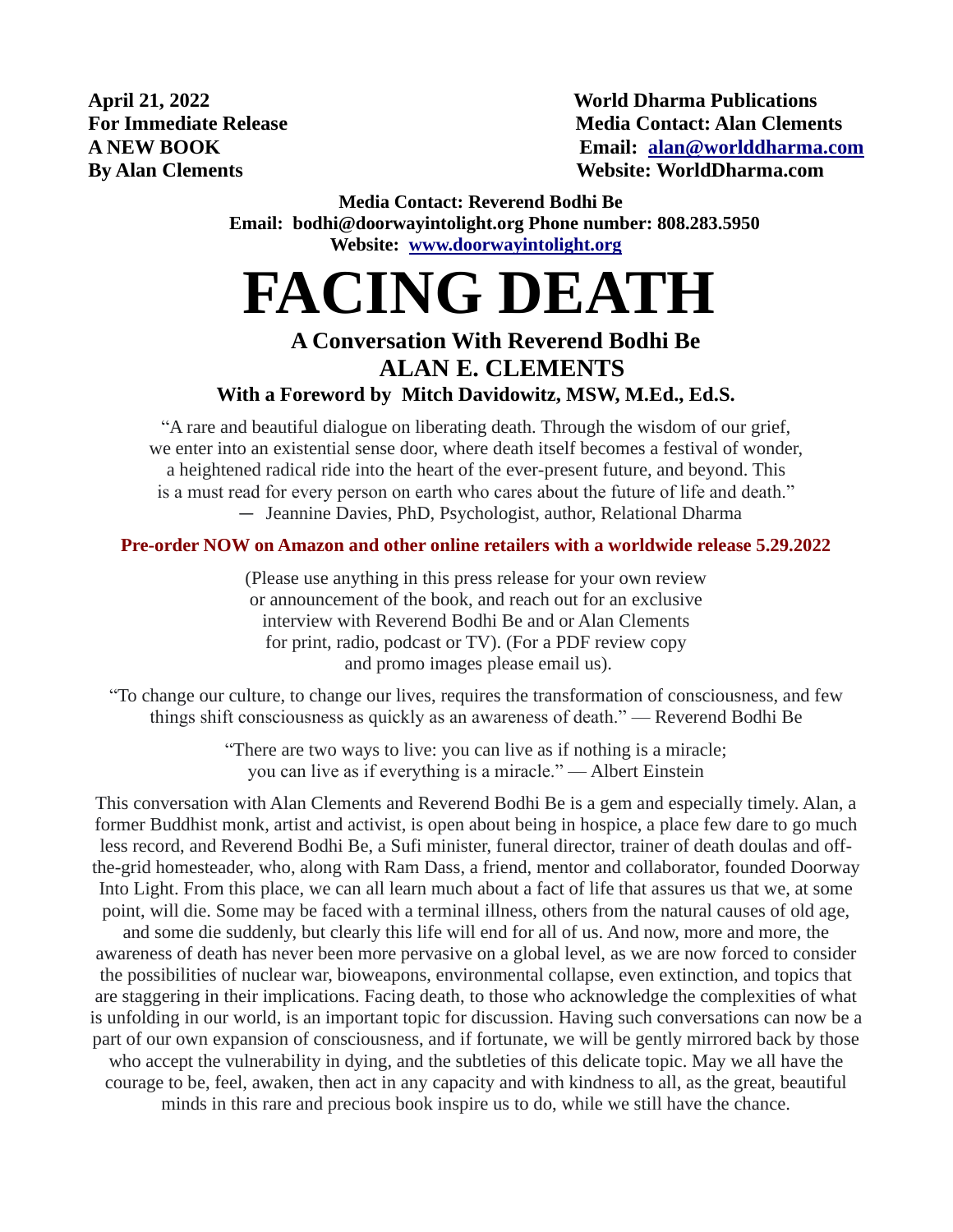**April 21, 2022**
**For Immediate Release**
**A NEW BOOK**
**By Alan Clements**

**World Dharma Publications**
**Media Contact: Alan Clements**
**Email: alan@worlddharma.com**
**Website: WorldDharma.com**

**Media Contact: Reverend Bodhi Be**
**Email: bodhi@doorwayintolight.org Phone number: 808.283.5950**
**Website: www.doorwayintolight.org**

# FACING DEATH

### A Conversation With Reverend Bodhi Be
### ALAN E. CLEMENTS
**With a Foreword by Mitch Davidowitz, MSW, M.Ed., Ed.S.**

"A rare and beautiful dialogue on liberating death. Through the wisdom of our grief, we enter into an existential sense door, where death itself becomes a festival of wonder, a heightened radical ride into the heart of the ever-present future, and beyond. This is a must read for every person on earth who cares about the future of life and death."
— Jeannine Davies, PhD, Psychologist, author, Relational Dharma

**Pre-order NOW on Amazon and other online retailers with a worldwide release 5.29.2022**

(Please use anything in this press release for your own review or announcement of the book, and reach out for an exclusive interview with Reverend Bodhi Be and or Alan Clements for print, radio, podcast or TV). (For a PDF review copy and promo images please email us).

"To change our culture, to change our lives, requires the transformation of consciousness, and few things shift consciousness as quickly as an awareness of death." — Reverend Bodhi Be

"There are two ways to live: you can live as if nothing is a miracle; you can live as if everything is a miracle." — Albert Einstein

This conversation with Alan Clements and Reverend Bodhi Be is a gem and especially timely. Alan, a former Buddhist monk, artist and activist, is open about being in hospice, a place few dare to go much less record, and Reverend Bodhi Be, a Sufi minister, funeral director, trainer of death doulas and off-the-grid homesteader, who, along with Ram Dass, a friend, mentor and collaborator, founded Doorway Into Light. From this place, we can all learn much about a fact of life that assures us that we, at some point, will die. Some may be faced with a terminal illness, others from the natural causes of old age, and some die suddenly, but clearly this life will end for all of us. And now, more and more, the awareness of death has never been more pervasive on a global level, as we are now forced to consider the possibilities of nuclear war, bioweapons, environmental collapse, even extinction, and topics that are staggering in their implications. Facing death, to those who acknowledge the complexities of what is unfolding in our world, is an important topic for discussion. Having such conversations can now be a part of our own expansion of consciousness, and if fortunate, we will be gently mirrored back by those who accept the vulnerability in dying, and the subtleties of this delicate topic. May we all have the courage to be, feel, awaken, then act in any capacity and with kindness to all, as the great, beautiful minds in this rare and precious book inspire us to do, while we still have the chance.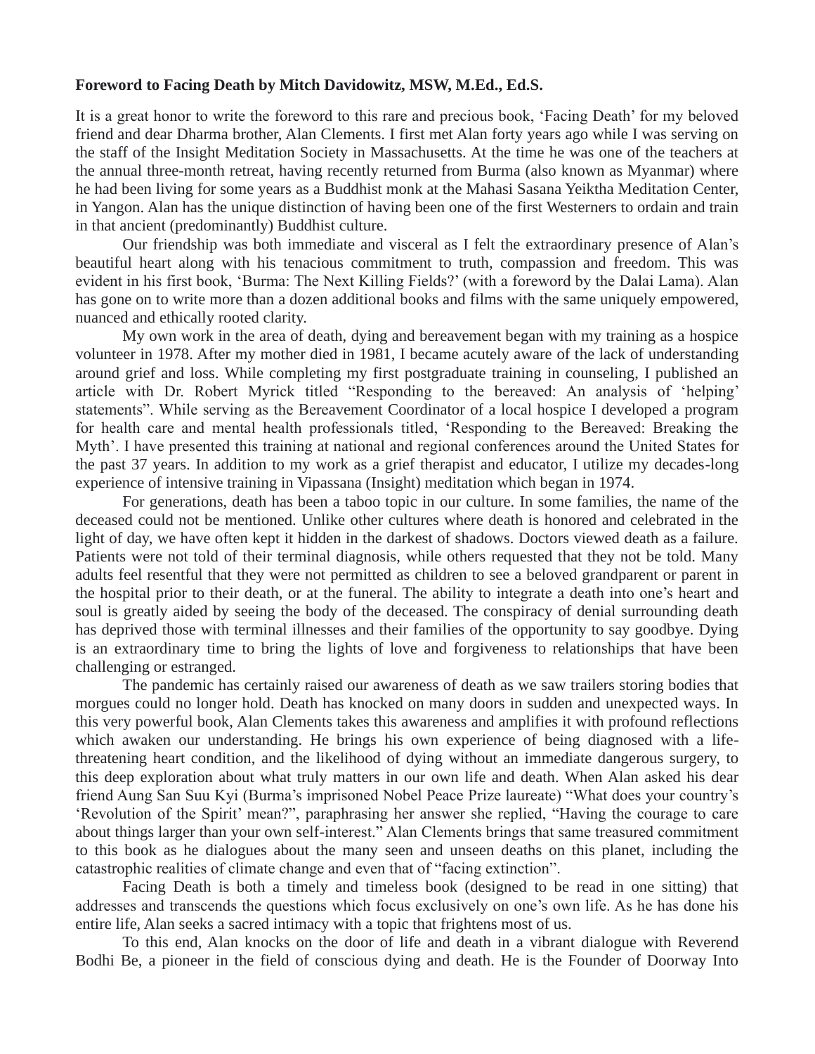**Foreword to Facing Death by Mitch Davidowitz, MSW, M.Ed., Ed.S.**

It is a great honor to write the foreword to this rare and precious book, 'Facing Death' for my beloved friend and dear Dharma brother, Alan Clements. I first met Alan forty years ago while I was serving on the staff of the Insight Meditation Society in Massachusetts. At the time he was one of the teachers at the annual three-month retreat, having recently returned from Burma (also known as Myanmar) where he had been living for some years as a Buddhist monk at the Mahasi Sasana Yeiktha Meditation Center, in Yangon. Alan has the unique distinction of having been one of the first Westerners to ordain and train in that ancient (predominantly) Buddhist culture.

Our friendship was both immediate and visceral as I felt the extraordinary presence of Alan's beautiful heart along with his tenacious commitment to truth, compassion and freedom. This was evident in his first book, 'Burma: The Next Killing Fields?' (with a foreword by the Dalai Lama). Alan has gone on to write more than a dozen additional books and films with the same uniquely empowered, nuanced and ethically rooted clarity.

My own work in the area of death, dying and bereavement began with my training as a hospice volunteer in 1978. After my mother died in 1981, I became acutely aware of the lack of understanding around grief and loss. While completing my first postgraduate training in counseling, I published an article with Dr. Robert Myrick titled "Responding to the bereaved: An analysis of 'helping' statements". While serving as the Bereavement Coordinator of a local hospice I developed a program for health care and mental health professionals titled, 'Responding to the Bereaved: Breaking the Myth'. I have presented this training at national and regional conferences around the United States for the past 37 years. In addition to my work as a grief therapist and educator, I utilize my decades-long experience of intensive training in Vipassana (Insight) meditation which began in 1974.

For generations, death has been a taboo topic in our culture. In some families, the name of the deceased could not be mentioned. Unlike other cultures where death is honored and celebrated in the light of day, we have often kept it hidden in the darkest of shadows. Doctors viewed death as a failure. Patients were not told of their terminal diagnosis, while others requested that they not be told. Many adults feel resentful that they were not permitted as children to see a beloved grandparent or parent in the hospital prior to their death, or at the funeral. The ability to integrate a death into one's heart and soul is greatly aided by seeing the body of the deceased. The conspiracy of denial surrounding death has deprived those with terminal illnesses and their families of the opportunity to say goodbye. Dying is an extraordinary time to bring the lights of love and forgiveness to relationships that have been challenging or estranged.

The pandemic has certainly raised our awareness of death as we saw trailers storing bodies that morgues could no longer hold. Death has knocked on many doors in sudden and unexpected ways. In this very powerful book, Alan Clements takes this awareness and amplifies it with profound reflections which awaken our understanding. He brings his own experience of being diagnosed with a life-threatening heart condition, and the likelihood of dying without an immediate dangerous surgery, to this deep exploration about what truly matters in our own life and death. When Alan asked his dear friend Aung San Suu Kyi (Burma's imprisoned Nobel Peace Prize laureate) "What does your country's 'Revolution of the Spirit' mean?", paraphrasing her answer she replied, "Having the courage to care about things larger than your own self-interest." Alan Clements brings that same treasured commitment to this book as he dialogues about the many seen and unseen deaths on this planet, including the catastrophic realities of climate change and even that of "facing extinction".

Facing Death is both a timely and timeless book (designed to be read in one sitting) that addresses and transcends the questions which focus exclusively on one's own life. As he has done his entire life, Alan seeks a sacred intimacy with a topic that frightens most of us.

To this end, Alan knocks on the door of life and death in a vibrant dialogue with Reverend Bodhi Be, a pioneer in the field of conscious dying and death. He is the Founder of Doorway Into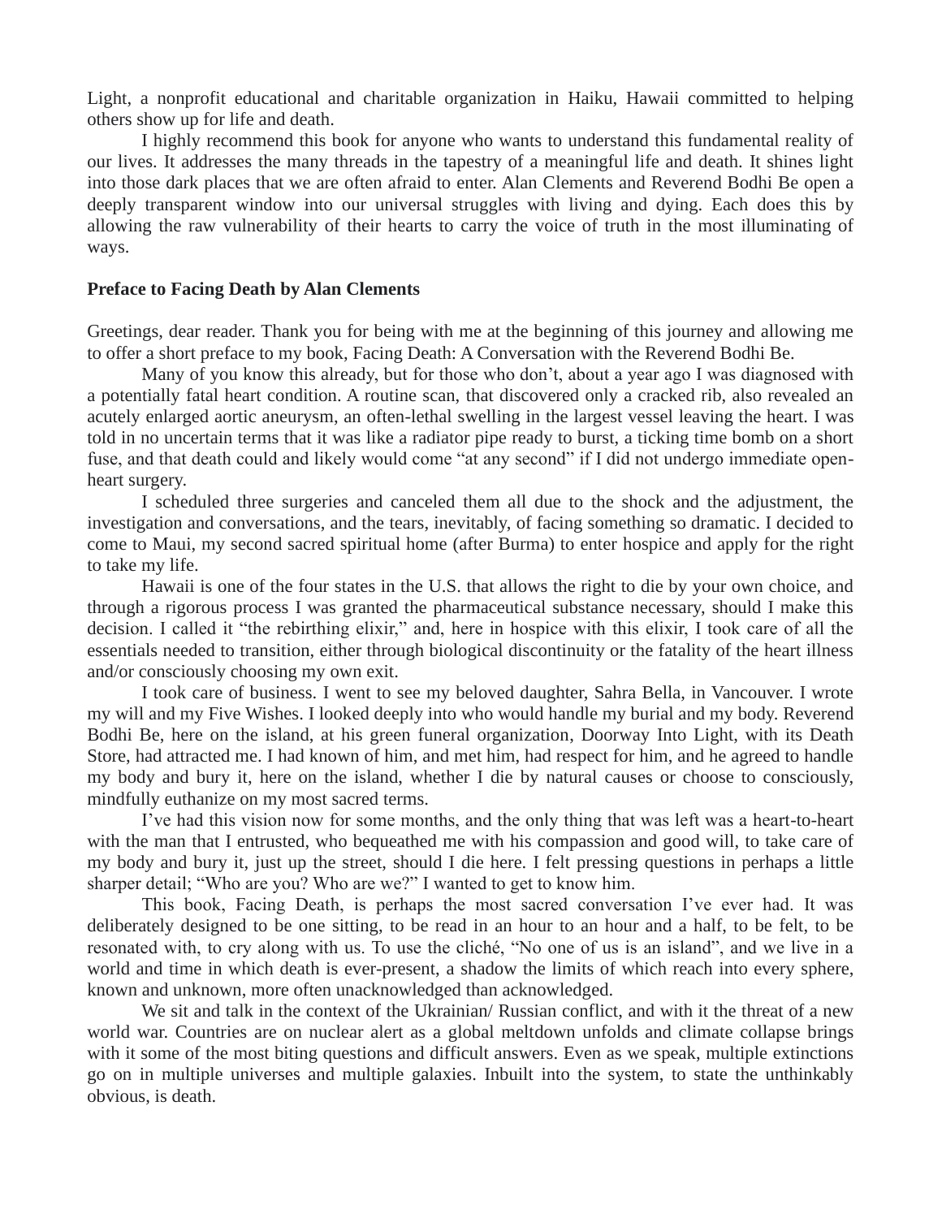Light, a nonprofit educational and charitable organization in Haiku, Hawaii committed to helping others show up for life and death.

I highly recommend this book for anyone who wants to understand this fundamental reality of our lives. It addresses the many threads in the tapestry of a meaningful life and death. It shines light into those dark places that we are often afraid to enter. Alan Clements and Reverend Bodhi Be open a deeply transparent window into our universal struggles with living and dying. Each does this by allowing the raw vulnerability of their hearts to carry the voice of truth in the most illuminating of ways.

**Preface to Facing Death by Alan Clements**

Greetings, dear reader. Thank you for being with me at the beginning of this journey and allowing me to offer a short preface to my book, Facing Death: A Conversation with the Reverend Bodhi Be.

Many of you know this already, but for those who don't, about a year ago I was diagnosed with a potentially fatal heart condition. A routine scan, that discovered only a cracked rib, also revealed an acutely enlarged aortic aneurysm, an often-lethal swelling in the largest vessel leaving the heart. I was told in no uncertain terms that it was like a radiator pipe ready to burst, a ticking time bomb on a short fuse, and that death could and likely would come "at any second" if I did not undergo immediate open-heart surgery.

I scheduled three surgeries and canceled them all due to the shock and the adjustment, the investigation and conversations, and the tears, inevitably, of facing something so dramatic. I decided to come to Maui, my second sacred spiritual home (after Burma) to enter hospice and apply for the right to take my life.

Hawaii is one of the four states in the U.S. that allows the right to die by your own choice, and through a rigorous process I was granted the pharmaceutical substance necessary, should I make this decision. I called it "the rebirthing elixir," and, here in hospice with this elixir, I took care of all the essentials needed to transition, either through biological discontinuity or the fatality of the heart illness and/or consciously choosing my own exit.

I took care of business. I went to see my beloved daughter, Sahra Bella, in Vancouver. I wrote my will and my Five Wishes. I looked deeply into who would handle my burial and my body. Reverend Bodhi Be, here on the island, at his green funeral organization, Doorway Into Light, with its Death Store, had attracted me. I had known of him, and met him, had respect for him, and he agreed to handle my body and bury it, here on the island, whether I die by natural causes or choose to consciously, mindfully euthanize on my most sacred terms.

I've had this vision now for some months, and the only thing that was left was a heart-to-heart with the man that I entrusted, who bequeathed me with his compassion and good will, to take care of my body and bury it, just up the street, should I die here. I felt pressing questions in perhaps a little sharper detail; "Who are you? Who are we?" I wanted to get to know him.

This book, Facing Death, is perhaps the most sacred conversation I've ever had. It was deliberately designed to be one sitting, to be read in an hour to an hour and a half, to be felt, to be resonated with, to cry along with us. To use the cliché, "No one of us is an island", and we live in a world and time in which death is ever-present, a shadow the limits of which reach into every sphere, known and unknown, more often unacknowledged than acknowledged.

We sit and talk in the context of the Ukrainian/ Russian conflict, and with it the threat of a new world war. Countries are on nuclear alert as a global meltdown unfolds and climate collapse brings with it some of the most biting questions and difficult answers. Even as we speak, multiple extinctions go on in multiple universes and multiple galaxies. Inbuilt into the system, to state the unthinkably obvious, is death.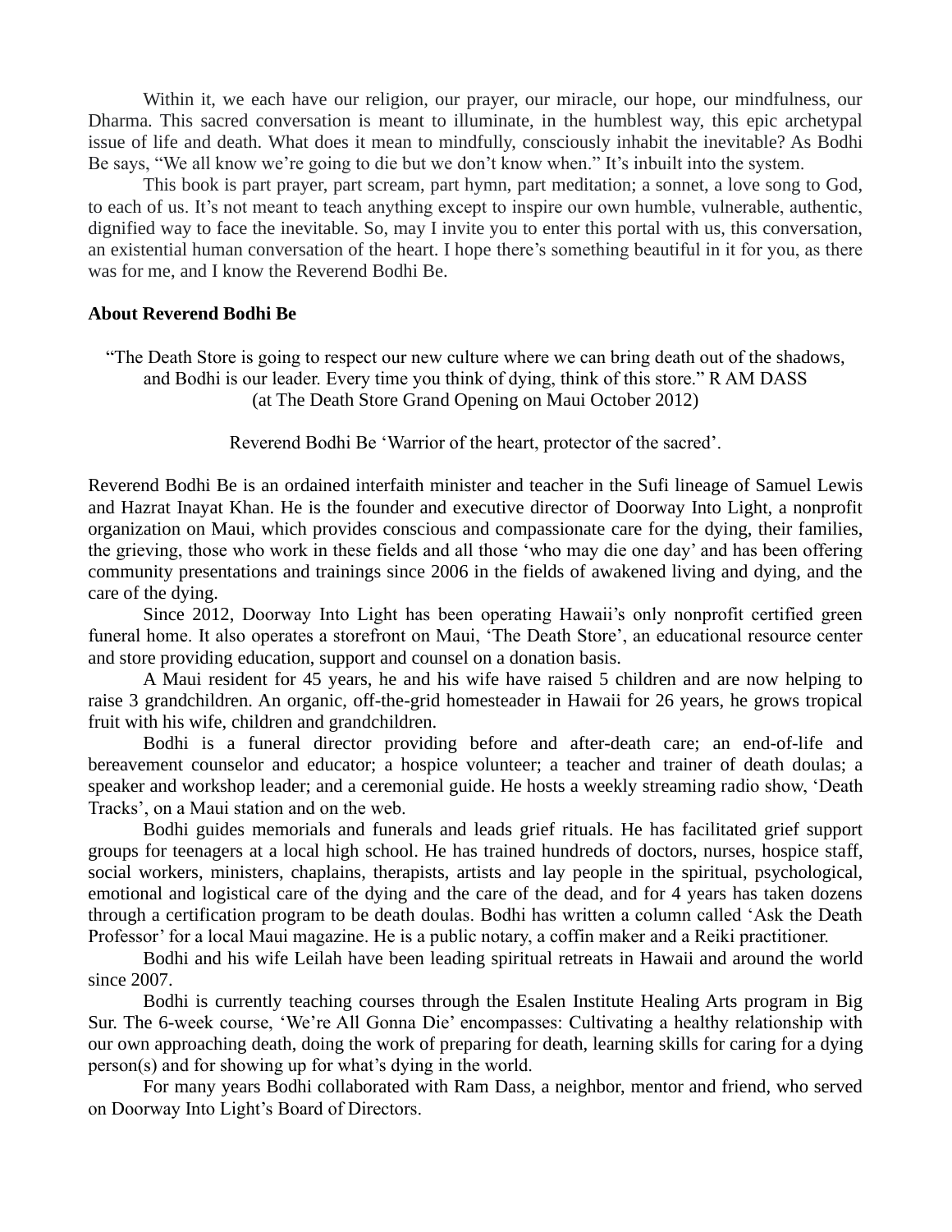Within it, we each have our religion, our prayer, our miracle, our hope, our mindfulness, our Dharma. This sacred conversation is meant to illuminate, in the humblest way, this epic archetypal issue of life and death. What does it mean to mindfully, consciously inhabit the inevitable? As Bodhi Be says, "We all know we're going to die but we don't know when." It's inbuilt into the system.

This book is part prayer, part scream, part hymn, part meditation; a sonnet, a love song to God, to each of us. It's not meant to teach anything except to inspire our own humble, vulnerable, authentic, dignified way to face the inevitable. So, may I invite you to enter this portal with us, this conversation, an existential human conversation of the heart. I hope there's something beautiful in it for you, as there was for me, and I know the Reverend Bodhi Be.

**About Reverend Bodhi Be**

"The Death Store is going to respect our new culture where we can bring death out of the shadows, and Bodhi is our leader. Every time you think of dying, think of this store." R AM DASS (at The Death Store Grand Opening on Maui October 2012)

Reverend Bodhi Be 'Warrior of the heart, protector of the sacred'.

Reverend Bodhi Be is an ordained interfaith minister and teacher in the Sufi lineage of Samuel Lewis and Hazrat Inayat Khan. He is the founder and executive director of Doorway Into Light, a nonprofit organization on Maui, which provides conscious and compassionate care for the dying, their families, the grieving, those who work in these fields and all those 'who may die one day' and has been offering community presentations and trainings since 2006 in the fields of awakened living and dying, and the care of the dying.

Since 2012, Doorway Into Light has been operating Hawaii's only nonprofit certified green funeral home. It also operates a storefront on Maui, 'The Death Store', an educational resource center and store providing education, support and counsel on a donation basis.

A Maui resident for 45 years, he and his wife have raised 5 children and are now helping to raise 3 grandchildren. An organic, off-the-grid homesteader in Hawaii for 26 years, he grows tropical fruit with his wife, children and grandchildren.

Bodhi is a funeral director providing before and after-death care; an end-of-life and bereavement counselor and educator; a hospice volunteer; a teacher and trainer of death doulas; a speaker and workshop leader; and a ceremonial guide. He hosts a weekly streaming radio show, 'Death Tracks', on a Maui station and on the web.

Bodhi guides memorials and funerals and leads grief rituals. He has facilitated grief support groups for teenagers at a local high school. He has trained hundreds of doctors, nurses, hospice staff, social workers, ministers, chaplains, therapists, artists and lay people in the spiritual, psychological, emotional and logistical care of the dying and the care of the dead, and for 4 years has taken dozens through a certification program to be death doulas. Bodhi has written a column called 'Ask the Death Professor' for a local Maui magazine. He is a public notary, a coffin maker and a Reiki practitioner.

Bodhi and his wife Leilah have been leading spiritual retreats in Hawaii and around the world since 2007.

Bodhi is currently teaching courses through the Esalen Institute Healing Arts program in Big Sur. The 6-week course, 'We're All Gonna Die' encompasses: Cultivating a healthy relationship with our own approaching death, doing the work of preparing for death, learning skills for caring for a dying person(s) and for showing up for what's dying in the world.

For many years Bodhi collaborated with Ram Dass, a neighbor, mentor and friend, who served on Doorway Into Light's Board of Directors.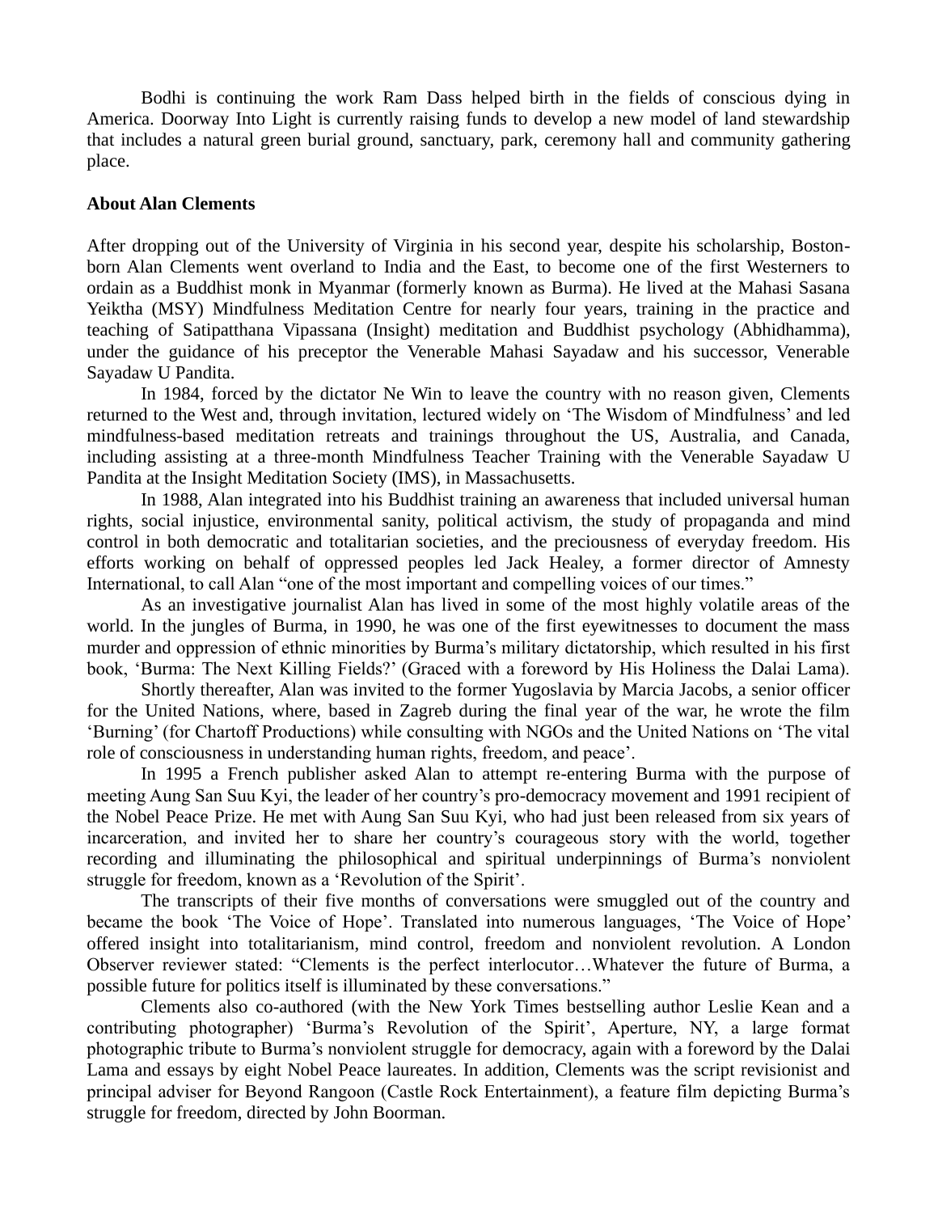Bodhi is continuing the work Ram Dass helped birth in the fields of conscious dying in America. Doorway Into Light is currently raising funds to develop a new model of land stewardship that includes a natural green burial ground, sanctuary, park, ceremony hall and community gathering place.

**About Alan Clements**

After dropping out of the University of Virginia in his second year, despite his scholarship, Boston-born Alan Clements went overland to India and the East, to become one of the first Westerners to ordain as a Buddhist monk in Myanmar (formerly known as Burma). He lived at the Mahasi Sasana Yeiktha (MSY) Mindfulness Meditation Centre for nearly four years, training in the practice and teaching of Satipatthana Vipassana (Insight) meditation and Buddhist psychology (Abhidhamma), under the guidance of his preceptor the Venerable Mahasi Sayadaw and his successor, Venerable Sayadaw U Pandita.

In 1984, forced by the dictator Ne Win to leave the country with no reason given, Clements returned to the West and, through invitation, lectured widely on 'The Wisdom of Mindfulness' and led mindfulness-based meditation retreats and trainings throughout the US, Australia, and Canada, including assisting at a three-month Mindfulness Teacher Training with the Venerable Sayadaw U Pandita at the Insight Meditation Society (IMS), in Massachusetts.

In 1988, Alan integrated into his Buddhist training an awareness that included universal human rights, social injustice, environmental sanity, political activism, the study of propaganda and mind control in both democratic and totalitarian societies, and the preciousness of everyday freedom. His efforts working on behalf of oppressed peoples led Jack Healey, a former director of Amnesty International, to call Alan "one of the most important and compelling voices of our times."

As an investigative journalist Alan has lived in some of the most highly volatile areas of the world. In the jungles of Burma, in 1990, he was one of the first eyewitnesses to document the mass murder and oppression of ethnic minorities by Burma's military dictatorship, which resulted in his first book, 'Burma: The Next Killing Fields?' (Graced with a foreword by His Holiness the Dalai Lama).

Shortly thereafter, Alan was invited to the former Yugoslavia by Marcia Jacobs, a senior officer for the United Nations, where, based in Zagreb during the final year of the war, he wrote the film 'Burning' (for Chartoff Productions) while consulting with NGOs and the United Nations on 'The vital role of consciousness in understanding human rights, freedom, and peace'.

In 1995 a French publisher asked Alan to attempt re-entering Burma with the purpose of meeting Aung San Suu Kyi, the leader of her country's pro-democracy movement and 1991 recipient of the Nobel Peace Prize. He met with Aung San Suu Kyi, who had just been released from six years of incarceration, and invited her to share her country's courageous story with the world, together recording and illuminating the philosophical and spiritual underpinnings of Burma's nonviolent struggle for freedom, known as a 'Revolution of the Spirit'.

The transcripts of their five months of conversations were smuggled out of the country and became the book 'The Voice of Hope'. Translated into numerous languages, 'The Voice of Hope' offered insight into totalitarianism, mind control, freedom and nonviolent revolution. A London Observer reviewer stated: "Clements is the perfect interlocutor…Whatever the future of Burma, a possible future for politics itself is illuminated by these conversations."

Clements also co-authored (with the New York Times bestselling author Leslie Kean and a contributing photographer) 'Burma's Revolution of the Spirit', Aperture, NY, a large format photographic tribute to Burma's nonviolent struggle for democracy, again with a foreword by the Dalai Lama and essays by eight Nobel Peace laureates. In addition, Clements was the script revisionist and principal adviser for Beyond Rangoon (Castle Rock Entertainment), a feature film depicting Burma's struggle for freedom, directed by John Boorman.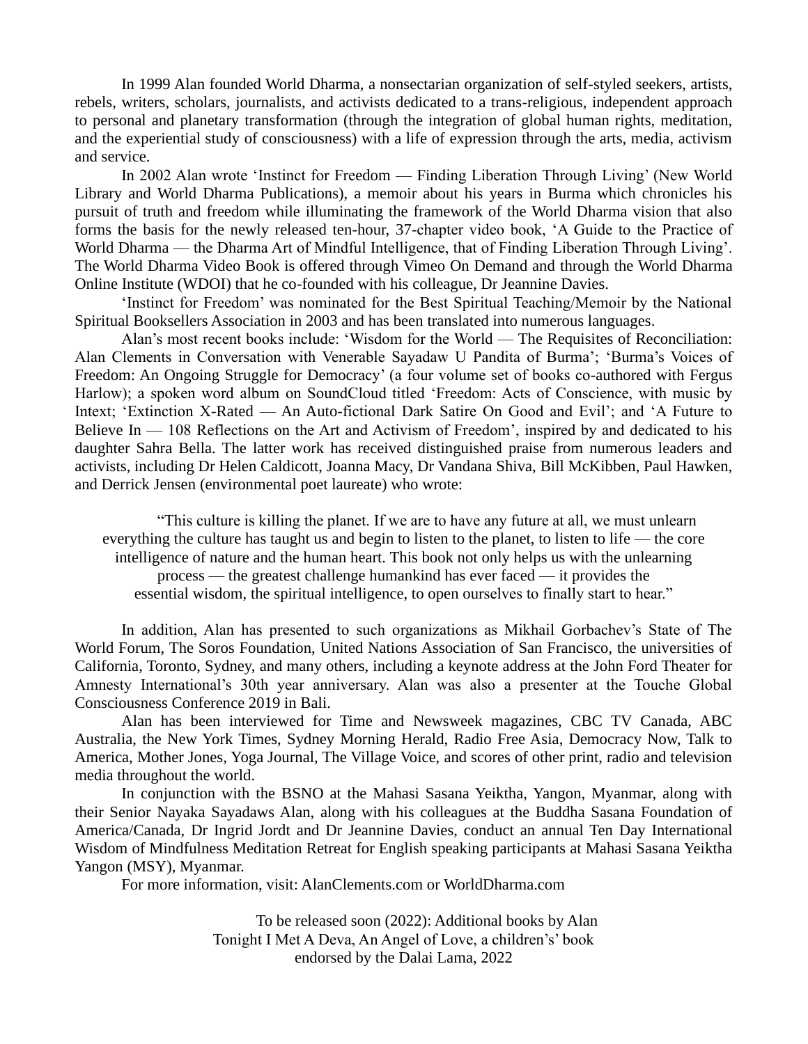In 1999 Alan founded World Dharma, a nonsectarian organization of self-styled seekers, artists, rebels, writers, scholars, journalists, and activists dedicated to a trans-religious, independent approach to personal and planetary transformation (through the integration of global human rights, meditation, and the experiential study of consciousness) with a life of expression through the arts, media, activism and service.

In 2002 Alan wrote 'Instinct for Freedom — Finding Liberation Through Living' (New World Library and World Dharma Publications), a memoir about his years in Burma which chronicles his pursuit of truth and freedom while illuminating the framework of the World Dharma vision that also forms the basis for the newly released ten-hour, 37-chapter video book, 'A Guide to the Practice of World Dharma — the Dharma Art of Mindful Intelligence, that of Finding Liberation Through Living'. The World Dharma Video Book is offered through Vimeo On Demand and through the World Dharma Online Institute (WDOI) that he co-founded with his colleague, Dr Jeannine Davies.

'Instinct for Freedom' was nominated for the Best Spiritual Teaching/Memoir by the National Spiritual Booksellers Association in 2003 and has been translated into numerous languages.

Alan's most recent books include: 'Wisdom for the World — The Requisites of Reconciliation: Alan Clements in Conversation with Venerable Sayadaw U Pandita of Burma'; 'Burma's Voices of Freedom: An Ongoing Struggle for Democracy' (a four volume set of books co-authored with Fergus Harlow); a spoken word album on SoundCloud titled 'Freedom: Acts of Conscience, with music by Intext; 'Extinction X-Rated — An Auto-fictional Dark Satire On Good and Evil'; and 'A Future to Believe In — 108 Reflections on the Art and Activism of Freedom', inspired by and dedicated to his daughter Sahra Bella. The latter work has received distinguished praise from numerous leaders and activists, including Dr Helen Caldicott, Joanna Macy, Dr Vandana Shiva, Bill McKibben, Paul Hawken, and Derrick Jensen (environmental poet laureate) who wrote:

> "This culture is killing the planet. If we are to have any future at all, we must unlearn everything the culture has taught us and begin to listen to the planet, to listen to life — the core intelligence of nature and the human heart. This book not only helps us with the unlearning process — the greatest challenge humankind has ever faced — it provides the essential wisdom, the spiritual intelligence, to open ourselves to finally start to hear."

In addition, Alan has presented to such organizations as Mikhail Gorbachev's State of The World Forum, The Soros Foundation, United Nations Association of San Francisco, the universities of California, Toronto, Sydney, and many others, including a keynote address at the John Ford Theater for Amnesty International's 30th year anniversary. Alan was also a presenter at the Touche Global Consciousness Conference 2019 in Bali.

Alan has been interviewed for Time and Newsweek magazines, CBC TV Canada, ABC Australia, the New York Times, Sydney Morning Herald, Radio Free Asia, Democracy Now, Talk to America, Mother Jones, Yoga Journal, The Village Voice, and scores of other print, radio and television media throughout the world.

In conjunction with the BSNO at the Mahasi Sasana Yeiktha, Yangon, Myanmar, along with their Senior Nayaka Sayadaws Alan, along with his colleagues at the Buddha Sasana Foundation of America/Canada, Dr Ingrid Jordt and Dr Jeannine Davies, conduct an annual Ten Day International Wisdom of Mindfulness Meditation Retreat for English speaking participants at Mahasi Sasana Yeiktha Yangon (MSY), Myanmar.

For more information, visit: AlanClements.com or WorldDharma.com

To be released soon (2022): Additional books by Alan
Tonight I Met A Deva, An Angel of Love, a childrens' book
endorsed by the Dalai Lama, 2022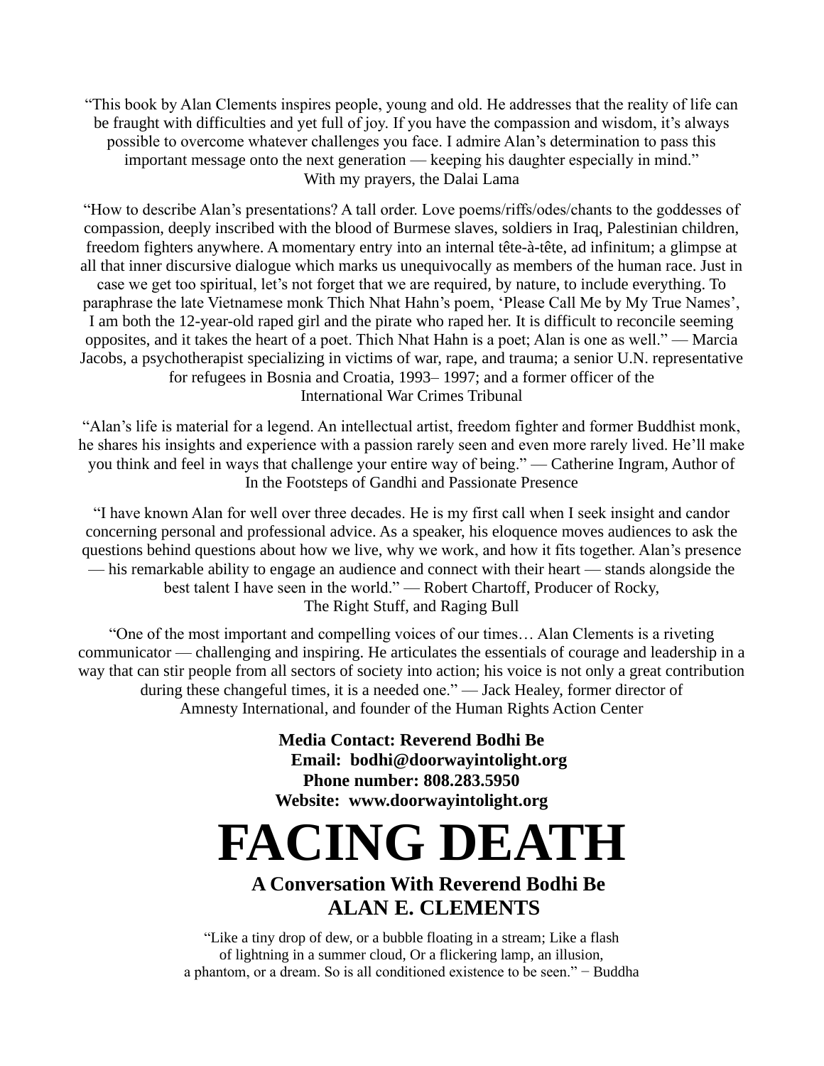"This book by Alan Clements inspires people, young and old. He addresses that the reality of life can be fraught with difficulties and yet full of joy. If you have the compassion and wisdom, it's always possible to overcome whatever challenges you face. I admire Alan's determination to pass this important message onto the next generation — keeping his daughter especially in mind."
With my prayers, the Dalai Lama

"How to describe Alan's presentations? A tall order. Love poems/riffs/odes/chants to the goddesses of compassion, deeply inscribed with the blood of Burmese slaves, soldiers in Iraq, Palestinian children, freedom fighters anywhere. A momentary entry into an internal tête-à-tête, ad infinitum; a glimpse at all that inner discursive dialogue which marks us unequivocally as members of the human race. Just in case we get too spiritual, let's not forget that we are required, by nature, to include everything. To paraphrase the late Vietnamese monk Thich Nhat Hahn's poem, 'Please Call Me by My True Names', I am both the 12-year-old raped girl and the pirate who raped her. It is difficult to reconcile seeming opposites, and it takes the heart of a poet. Thich Nhat Hahn is a poet; Alan is one as well." — Marcia Jacobs, a psychotherapist specializing in victims of war, rape, and trauma; a senior U.N. representative for refugees in Bosnia and Croatia, 1993– 1997; and a former officer of the International War Crimes Tribunal

"Alan's life is material for a legend. An intellectual artist, freedom fighter and former Buddhist monk, he shares his insights and experience with a passion rarely seen and even more rarely lived. He'll make you think and feel in ways that challenge your entire way of being." — Catherine Ingram, Author of In the Footsteps of Gandhi and Passionate Presence

"I have known Alan for well over three decades. He is my first call when I seek insight and candor concerning personal and professional advice. As a speaker, his eloquence moves audiences to ask the questions behind questions about how we live, why we work, and how it fits together. Alan's presence — his remarkable ability to engage an audience and connect with their heart — stands alongside the best talent I have seen in the world." — Robert Chartoff, Producer of Rocky, The Right Stuff, and Raging Bull

"One of the most important and compelling voices of our times… Alan Clements is a riveting communicator — challenging and inspiring. He articulates the essentials of courage and leadership in a way that can stir people from all sectors of society into action; his voice is not only a great contribution during these changeful times, it is a needed one." — Jack Healey, former director of Amnesty International, and founder of the Human Rights Action Center

**Media Contact: Reverend Bodhi Be**
**Email: bodhi@doorwayintolight.org**
**Phone number: 808.283.5950**
**Website: www.doorwayintolight.org**

# FACING DEATH

## A Conversation With Reverend Bodhi Be
## ALAN E. CLEMENTS

"Like a tiny drop of dew, or a bubble floating in a stream; Like a flash of lightning in a summer cloud, Or a flickering lamp, an illusion, a phantom, or a dream. So is all conditioned existence to be seen." − Buddha